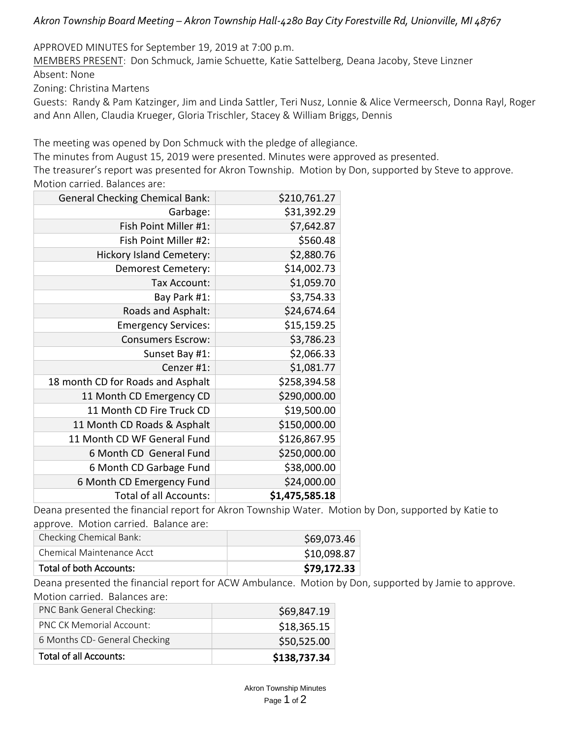*Akron Township Board Meeting – Akron Township Hall-4280 Bay City Forestville Rd, Unionville, MI 48767*

APPROVED MINUTES for September 19, 2019 at 7:00 p.m.

MEMBERS PRESENT: Don Schmuck, Jamie Schuette, Katie Sattelberg, Deana Jacoby, Steve Linzner

Absent: None

Zoning: Christina Martens

Guests: Randy & Pam Katzinger, Jim and Linda Sattler, Teri Nusz, Lonnie & Alice Vermeersch, Donna Rayl, Roger and Ann Allen, Claudia Krueger, Gloria Trischler, Stacey & William Briggs, Dennis

The meeting was opened by Don Schmuck with the pledge of allegiance.

The minutes from August 15, 2019 were presented. Minutes were approved as presented.

The treasurer's report was presented for Akron Township. Motion by Don, supported by Steve to approve. Motion carried. Balances are:

| Account | Balance |
|---|---|
| General Checking Chemical Bank: | $210,761.27 |
| Garbage: | $31,392.29 |
| Fish Point Miller #1: | $7,642.87 |
| Fish Point Miller #2: | $560.48 |
| Hickory Island Cemetery: | $2,880.76 |
| Demorest Cemetery: | $14,002.73 |
| Tax Account: | $1,059.70 |
| Bay Park #1: | $3,754.33 |
| Roads and Asphalt: | $24,674.64 |
| Emergency Services: | $15,159.25 |
| Consumers Escrow: | $3,786.23 |
| Sunset Bay #1: | $2,066.33 |
| Cenzer #1: | $1,081.77 |
| 18 month CD for Roads and Asphalt | $258,394.58 |
| 11 Month CD Emergency CD | $290,000.00 |
| 11 Month CD Fire Truck CD | $19,500.00 |
| 11 Month CD Roads & Asphalt | $150,000.00 |
| 11 Month CD WF General Fund | $126,867.95 |
| 6 Month CD General Fund | $250,000.00 |
| 6 Month CD Garbage Fund | $38,000.00 |
| 6 Month CD Emergency Fund | $24,000.00 |
| Total of all Accounts: | **$1,475,585.18** |

Deana presented the financial report for Akron Township Water. Motion by Don, supported by Katie to approve. Motion carried. Balance are:

| Account | Balance |
|---|---|
| Checking Chemical Bank: | $69,073.46 |
| Chemical Maintenance Acct | $10,098.87 |
| Total of both Accounts: | **$79,172.33** |

Deana presented the financial report for ACW Ambulance. Motion by Don, supported by Jamie to approve. Motion carried. Balances are:

| Account | Balance |
|---|---|
| PNC Bank General Checking: | $69,847.19 |
| PNC CK Memorial Account: | $18,365.15 |
| 6 Months CD- General Checking | $50,525.00 |
| Total of all Accounts: | **$138,737.34** |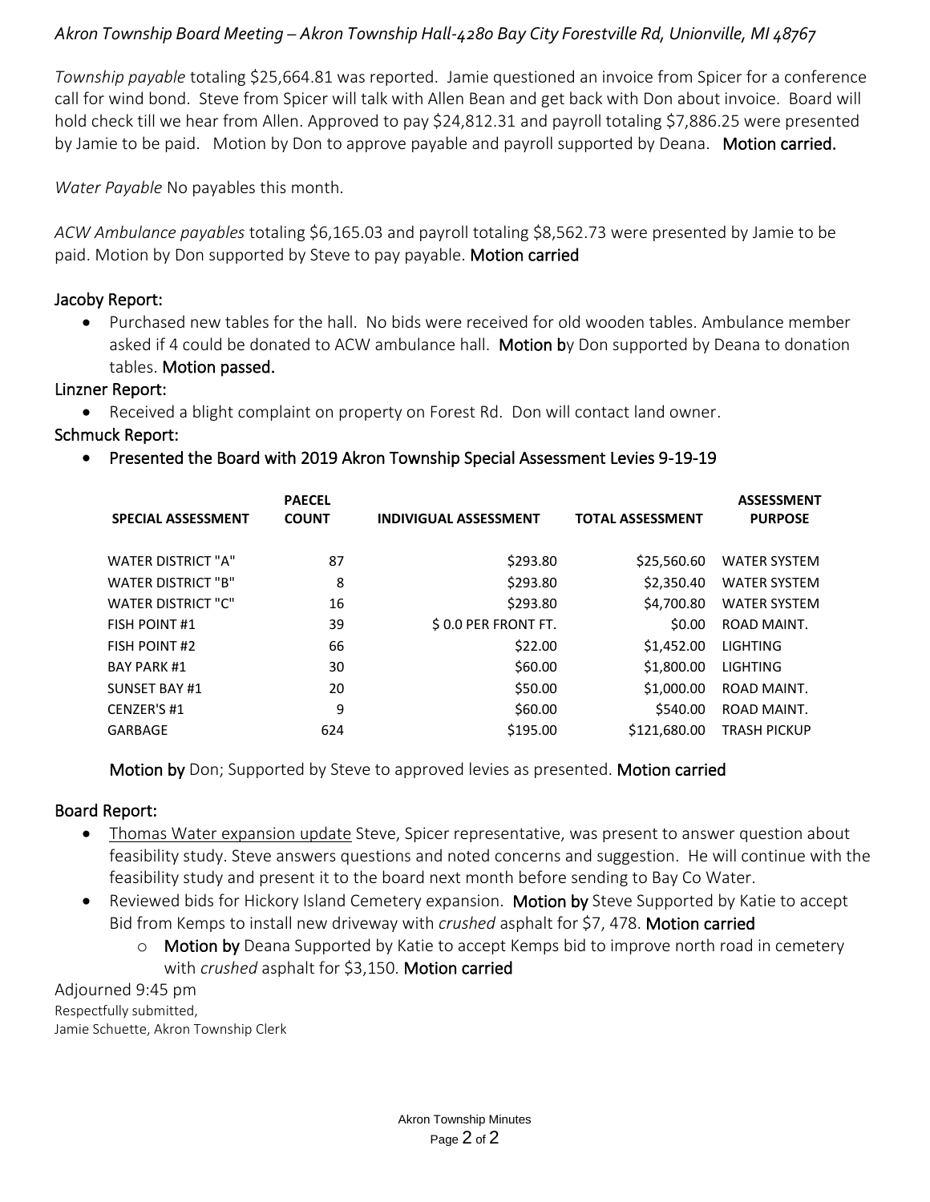*Akron Township Board Meeting – Akron Township Hall-4280 Bay City Forestville Rd, Unionville, MI 48767*

*Township payable* totaling $25,664.81 was reported. Jamie questioned an invoice from Spicer for a conference call for wind bond. Steve from Spicer will talk with Allen Bean and get back with Don about invoice. Board will hold check till we hear from Allen. Approved to pay $24,812.31 and payroll totaling $7,886.25 were presented by Jamie to be paid. Motion by Don to approve payable and payroll supported by Deana. **Motion carried.**

*Water Payable* No payables this month.

*ACW Ambulance payables* totaling $6,165.03 and payroll totaling $8,562.73 were presented by Jamie to be paid. Motion by Don supported by Steve to pay payable. Motion carried

## Jacoby Report:

- Purchased new tables for the hall. No bids were received for old wooden tables. Ambulance member asked if 4 could be donated to ACW ambulance hall. Motion by Don supported by Deana to donation tables. **Motion passed.**

## Linzner Report:

- Received a blight complaint on property on Forest Rd. Don will contact land owner.

## Schmuck Report:

- Presented the Board with 2019 Akron Township Special Assessment Levies 9-19-19

| SPECIAL ASSESSMENT | PAECEL COUNT | INDIVIGUAL ASSESSMENT | TOTAL ASSESSMENT | ASSESSMENT PURPOSE |
|---|---|---|---|---|
| WATER DISTRICT "A" | 87 | $293.80 | $25,560.60 | WATER SYSTEM |
| WATER DISTRICT "B" | 8 | $293.80 | $2,350.40 | WATER SYSTEM |
| WATER DISTRICT "C" | 16 | $293.80 | $4,700.80 | WATER SYSTEM |
| FISH POINT #1 | 39 | $ 0.0 PER FRONT FT. | $0.00 | ROAD MAINT. |
| FISH POINT #2 | 66 | $22.00 | $1,452.00 | LIGHTING |
| BAY PARK #1 | 30 | $60.00 | $1,800.00 | LIGHTING |
| SUNSET BAY #1 | 20 | $50.00 | $1,000.00 | ROAD MAINT. |
| CENZER'S #1 | 9 | $60.00 | $540.00 | ROAD MAINT. |
| GARBAGE | 624 | $195.00 | $121,680.00 | TRASH PICKUP |

Motion by Don; Supported by Steve to approved levies as presented. Motion carried

## Board Report:

- Thomas Water expansion update Steve, Spicer representative, was present to answer question about feasibility study. Steve answers questions and noted concerns and suggestion. He will continue with the feasibility study and present it to the board next month before sending to Bay Co Water.
- Reviewed bids for Hickory Island Cemetery expansion. Motion by Steve Supported by Katie to accept Bid from Kemps to install new driveway with *crushed* asphalt for $7, 478. Motion carried
  - Motion by Deana Supported by Katie to accept Kemps bid to improve north road in cemetery with *crushed* asphalt for $3,150. Motion carried

Adjourned 9:45 pm

Respectfully submitted,
Jamie Schuette, Akron Township Clerk